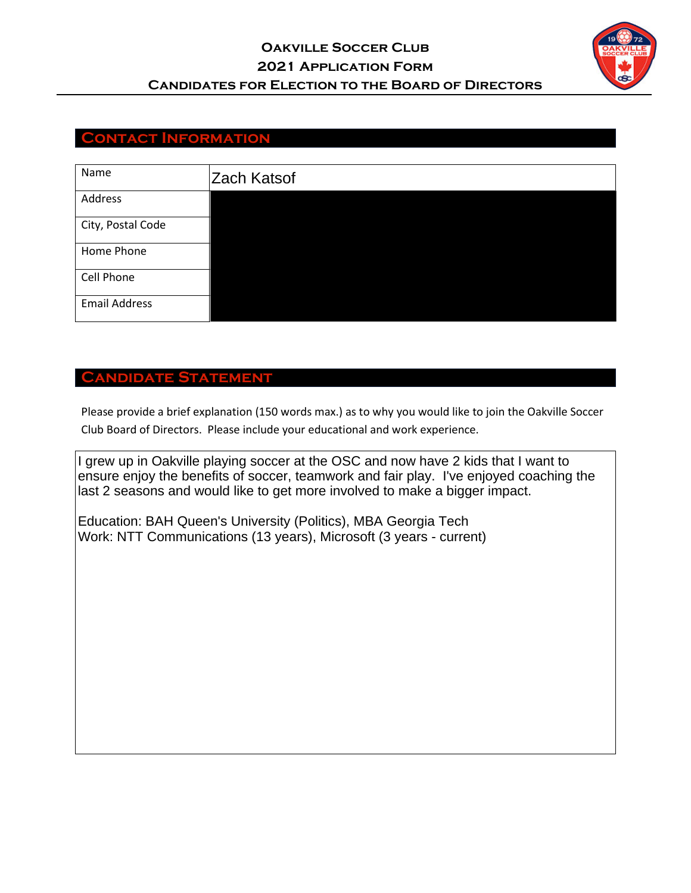# Oakville Soccer Club

## 2021 Application Form

## Candidates for Election to the Board of Directors

### Contact Information

| Name | Zach Katsof |
|---|---|
| Address | |
| City, Postal Code | |
| Home Phone | |
| Cell Phone | |
| Email Address | |

### Candidate Statement

Please provide a brief explanation (150 words max.) as to why you would like to join the Oakville Soccer Club Board of Directors. Please include your educational and work experience.

I grew up in Oakville playing soccer at the OSC and now have 2 kids that I want to ensure enjoy the benefits of soccer, teamwork and fair play. I've enjoyed coaching the last 2 seasons and would like to get more involved to make a bigger impact.

Education: BAH Queen's University (Politics), MBA Georgia Tech
Work: NTT Communications (13 years), Microsoft (3 years - current)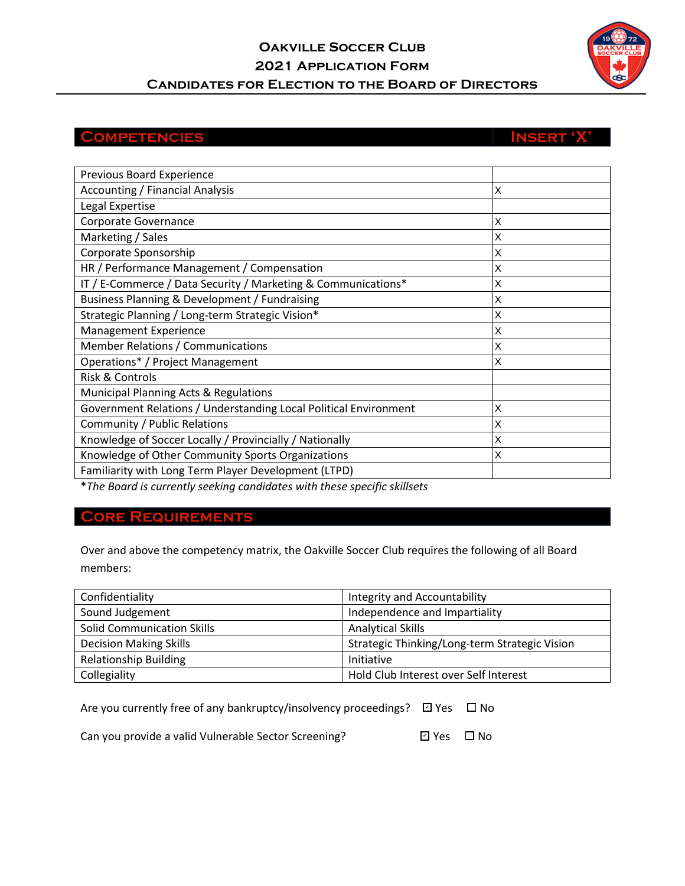# Oakville Soccer Club
## 2021 Application Form
## Candidates for Election to the Board of Directors

| Competencies | Insert 'X' |
|---|---|
| Previous Board Experience | |
| Accounting / Financial Analysis | X |
| Legal Expertise | |
| Corporate Governance | X |
| Marketing / Sales | X |
| Corporate Sponsorship | X |
| HR / Performance Management / Compensation | X |
| IT / E-Commerce / Data Security / Marketing & Communications* | X |
| Business Planning & Development / Fundraising | X |
| Strategic Planning / Long-term Strategic Vision* | X |
| Management Experience | X |
| Member Relations / Communications | X |
| Operations* / Project Management | X |
| Risk & Controls | |
| Municipal Planning Acts & Regulations | |
| Government Relations / Understanding Local Political Environment | X |
| Community / Public Relations | X |
| Knowledge of Soccer Locally / Provincially / Nationally | X |
| Knowledge of Other Community Sports Organizations | X |
| Familiarity with Long Term Player Development (LTPD) | |

**The Board is currently seeking candidates with these specific skillsets*

## Core Requirements

Over and above the competency matrix, the Oakville Soccer Club requires the following of all Board members:

| | |
|---|---|
| Confidentiality | Integrity and Accountability |
| Sound Judgement | Independence and Impartiality |
| Solid Communication Skills | Analytical Skills |
| Decision Making Skills | Strategic Thinking/Long-term Strategic Vision |
| Relationship Building | Initiative |
| Collegiality | Hold Club Interest over Self Interest |

Are you currently free of any bankruptcy/insolvency proceedings? ☑ Yes ☐ No

Can you provide a valid Vulnerable Sector Screening? ☑ Yes ☐ No